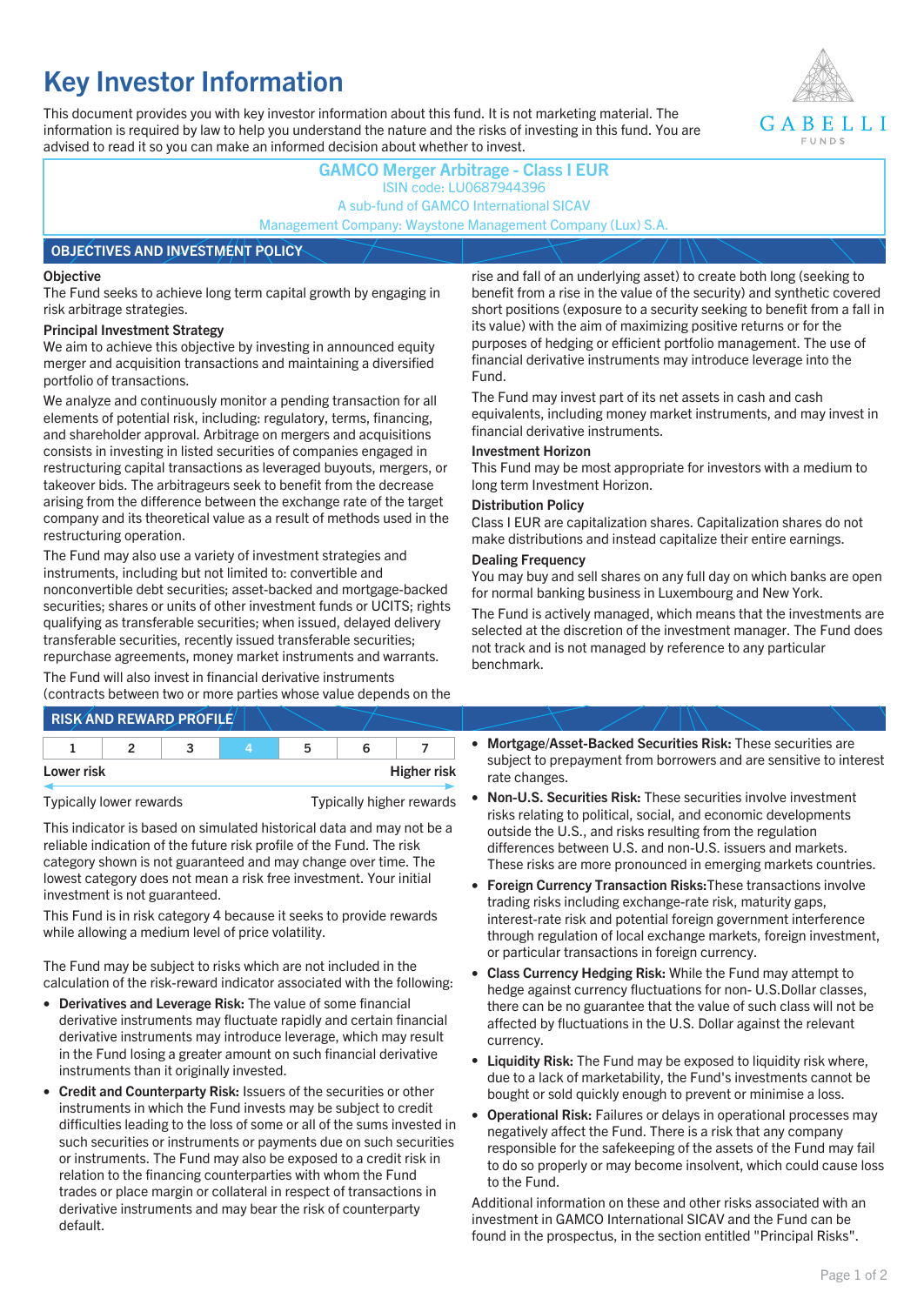# Key Investor Information

This document provides you with key investor information about this fund. It is not marketing material. The information is required by law to help you understand the nature and the risks of investing in this fund. You are advised to read it so you can make an informed decision about whether to invest.

**GAMCO Merger Arbitrage - Class I EUR**
ISIN code: LU0687944396
A sub-fund of GAMCO International SICAV
Management Company: Waystone Management Company (Lux) S.A.

## OBJECTIVES AND INVESTMENT POLICY

**Objective**

The Fund seeks to achieve long term capital growth by engaging in risk arbitrage strategies.

**Principal Investment Strategy**

We aim to achieve this objective by investing in announced equity merger and acquisition transactions and maintaining a diversified portfolio of transactions.

We analyze and continuously monitor a pending transaction for all elements of potential risk, including: regulatory, terms, financing, and shareholder approval. Arbitrage on mergers and acquisitions consists in investing in listed securities of companies engaged in restructuring capital transactions as leveraged buyouts, mergers, or takeover bids. The arbitrageurs seek to benefit from the decrease arising from the difference between the exchange rate of the target company and its theoretical value as a result of methods used in the restructuring operation.

The Fund may also use a variety of investment strategies and instruments, including but not limited to: convertible and nonconvertible debt securities; asset-backed and mortgage-backed securities; shares or units of other investment funds or UCITS; rights qualifying as transferable securities; when issued, delayed delivery transferable securities, recently issued transferable securities; repurchase agreements, money market instruments and warrants.

The Fund will also invest in financial derivative instruments (contracts between two or more parties whose value depends on the rise and fall of an underlying asset) to create both long (seeking to benefit from a rise in the value of the security) and synthetic covered short positions (exposure to a security seeking to benefit from a fall in its value) with the aim of maximizing positive returns or for the purposes of hedging or efficient portfolio management. The use of financial derivative instruments may introduce leverage into the Fund.

The Fund may invest part of its net assets in cash and cash equivalents, including money market instruments, and may invest in financial derivative instruments.

**Investment Horizon**

This Fund may be most appropriate for investors with a medium to long term Investment Horizon.

**Distribution Policy**

Class I EUR are capitalization shares. Capitalization shares do not make distributions and instead capitalize their entire earnings.

**Dealing Frequency**

You may buy and sell shares on any full day on which banks are open for normal banking business in Luxembourg and New York.

The Fund is actively managed, which means that the investments are selected at the discretion of the investment manager. The Fund does not track and is not managed by reference to any particular benchmark.

## RISK AND REWARD PROFILE

| 1 | 2 | 3 | **4** | 5 | 6 | 7 |
|---|---|---|---|---|---|---|

Lower risk — Higher risk

Typically lower rewards — Typically higher rewards

This indicator is based on simulated historical data and may not be a reliable indication of the future risk profile of the Fund. The risk category shown is not guaranteed and may change over time. The lowest category does not mean a risk free investment. Your initial investment is not guaranteed.

This Fund is in risk category 4 because it seeks to provide rewards while allowing a medium level of price volatility.

The Fund may be subject to risks which are not included in the calculation of the risk-reward indicator associated with the following:

- **Derivatives and Leverage Risk:** The value of some financial derivative instruments may fluctuate rapidly and certain financial derivative instruments may introduce leverage, which may result in the Fund losing a greater amount on such financial derivative instruments than it originally invested.
- **Credit and Counterparty Risk:** Issuers of the securities or other instruments in which the Fund invests may be subject to credit difficulties leading to the loss of some or all of the sums invested in such securities or instruments or payments due on such securities or instruments. The Fund may also be exposed to a credit risk in relation to the financing counterparties with whom the Fund trades or place margin or collateral in respect of transactions in derivative instruments and may bear the risk of counterparty default.
- **Mortgage/Asset-Backed Securities Risk:** These securities are subject to prepayment from borrowers and are sensitive to interest rate changes.
- **Non-U.S. Securities Risk:** These securities involve investment risks relating to political, social, and economic developments outside the U.S., and risks resulting from the regulation differences between U.S. and non-U.S. issuers and markets. These risks are more pronounced in emerging markets countries.
- **Foreign Currency Transaction Risks:**These transactions involve trading risks including exchange-rate risk, maturity gaps, interest-rate risk and potential foreign government interference through regulation of local exchange markets, foreign investment, or particular transactions in foreign currency.
- **Class Currency Hedging Risk:** While the Fund may attempt to hedge against currency fluctuations for non- U.S.Dollar classes, there can be no guarantee that the value of such class will not be affected by fluctuations in the U.S. Dollar against the relevant currency.
- **Liquidity Risk:** The Fund may be exposed to liquidity risk where, due to a lack of marketability, the Fund's investments cannot be bought or sold quickly enough to prevent or minimise a loss.
- **Operational Risk:** Failures or delays in operational processes may negatively affect the Fund. There is a risk that any company responsible for the safekeeping of the assets of the Fund may fail to do so properly or may become insolvent, which could cause loss to the Fund.

Additional information on these and other risks associated with an investment in GAMCO International SICAV and the Fund can be found in the prospectus, in the section entitled "Principal Risks".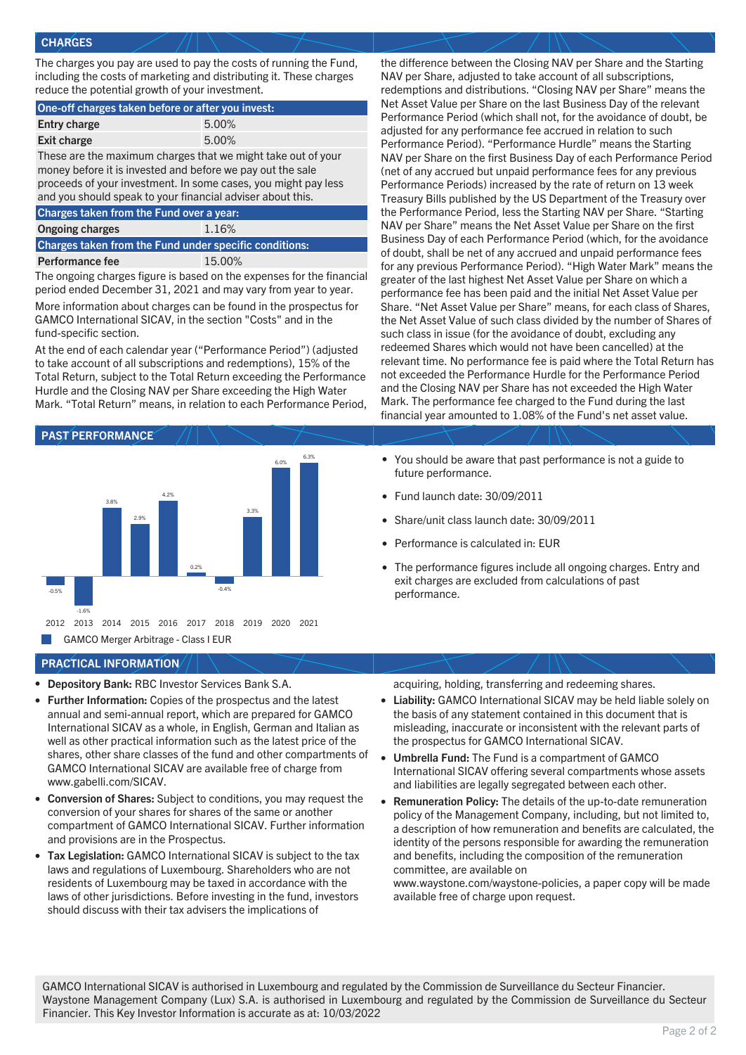## CHARGES

The charges you pay are used to pay the costs of running the Fund, including the costs of marketing and distributing it. These charges reduce the potential growth of your investment.

| One-off charges taken before or after you invest: | |
|---|---|
| **Entry charge** | 5.00% |
| **Exit charge** | 5.00% |
| These are the maximum charges that we might take out of your money before it is invested and before we pay out the sale proceeds of your investment. In some cases, you might pay less and you should speak to your financial adviser about this. | |
| **Charges taken from the Fund over a year:** | |
| **Ongoing charges** | 1.16% |
| **Charges taken from the Fund under specific conditions:** | |
| **Performance fee** | 15.00% |

The ongoing charges figure is based on the expenses for the financial period ended December 31, 2021 and may vary from year to year.

More information about charges can be found in the prospectus for GAMCO International SICAV, in the section "Costs" and in the fund-specific section.

At the end of each calendar year ("Performance Period") (adjusted to take account of all subscriptions and redemptions), 15% of the Total Return, subject to the Total Return exceeding the Performance Hurdle and the Closing NAV per Share exceeding the High Water Mark. "Total Return" means, in relation to each Performance Period, the difference between the Closing NAV per Share and the Starting NAV per Share, adjusted to take account of all subscriptions, redemptions and distributions. "Closing NAV per Share" means the Net Asset Value per Share on the last Business Day of the relevant Performance Period (which shall not, for the avoidance of doubt, be adjusted for any performance fee accrued in relation to such Performance Period). "Performance Hurdle" means the Starting NAV per Share on the first Business Day of each Performance Period (net of any accrued but unpaid performance fees for any previous Performance Periods) increased by the rate of return on 13 week Treasury Bills published by the US Department of the Treasury over the Performance Period, less the Starting NAV per Share. "Starting NAV per Share" means the Net Asset Value per Share on the first Business Day of each Performance Period (which, for the avoidance of doubt, shall be net of any accrued and unpaid performance fees for any previous Performance Period). "High Water Mark" means the greater of the last highest Net Asset Value per Share on which a performance fee has been paid and the initial Net Asset Value per Share. "Net Asset Value per Share" means, for each class of Shares, the Net Asset Value of such class divided by the number of Shares of such class in issue (for the avoidance of doubt, excluding any redeemed Shares which would not have been cancelled) at the relevant time. No performance fee is paid where the Total Return has not exceeded the Performance Hurdle for the Performance Period and the Closing NAV per Share has not exceeded the High Water Mark. The performance fee charged to the Fund during the last financial year amounted to 1.08% of the Fund's net asset value.

## PAST PERFORMANCE

-0.5% -1.6% 3.8% 2.9% 4.2% 0.2% -0.4% 3.3% 6.0% 6.3%

2012 2013 2014 2015 2016 2017 2018 2019 2020 2021

GAMCO Merger Arbitrage - Class I EUR

- You should be aware that past performance is not a guide to future performance.
- Fund launch date: 30/09/2011
- Share/unit class launch date: 30/09/2011
- Performance is calculated in: EUR
- The performance figures include all ongoing charges. Entry and exit charges are excluded from calculations of past performance.

## PRACTICAL INFORMATION

- **Depository Bank:** RBC Investor Services Bank S.A.
- **Further Information:** Copies of the prospectus and the latest annual and semi-annual report, which are prepared for GAMCO International SICAV as a whole, in English, German and Italian as well as other practical information such as the latest price of the shares, other share classes of the fund and other compartments of GAMCO International SICAV are available free of charge from www.gabelli.com/SICAV.
- **Conversion of Shares:** Subject to conditions, you may request the conversion of your shares for shares of the same or another compartment of GAMCO International SICAV. Further information and provisions are in the Prospectus.
- **Tax Legislation:** GAMCO International SICAV is subject to the tax laws and regulations of Luxembourg. Shareholders who are not residents of Luxembourg may be taxed in accordance with the laws of other jurisdictions. Before investing in the fund, investors should discuss with their tax advisers the implications of acquiring, holding, transferring and redeeming shares.
- **Liability:** GAMCO International SICAV may be held liable solely on the basis of any statement contained in this document that is misleading, inaccurate or inconsistent with the relevant parts of the prospectus for GAMCO International SICAV.
- **Umbrella Fund:** The Fund is a compartment of GAMCO International SICAV offering several compartments whose assets and liabilities are legally segregated between each other.
- **Remuneration Policy:** The details of the up-to-date remuneration policy of the Management Company, including, but not limited to, a description of how remuneration and benefits are calculated, the identity of the persons responsible for awarding the remuneration and benefits, including the composition of the remuneration committee, are available on www.waystone.com/waystone-policies, a paper copy will be made available free of charge upon request.

GAMCO International SICAV is authorised in Luxembourg and regulated by the Commission de Surveillance du Secteur Financier. Waystone Management Company (Lux) S.A. is authorised in Luxembourg and regulated by the Commission de Surveillance du Secteur Financier. This Key Investor Information is accurate as at: 10/03/2022